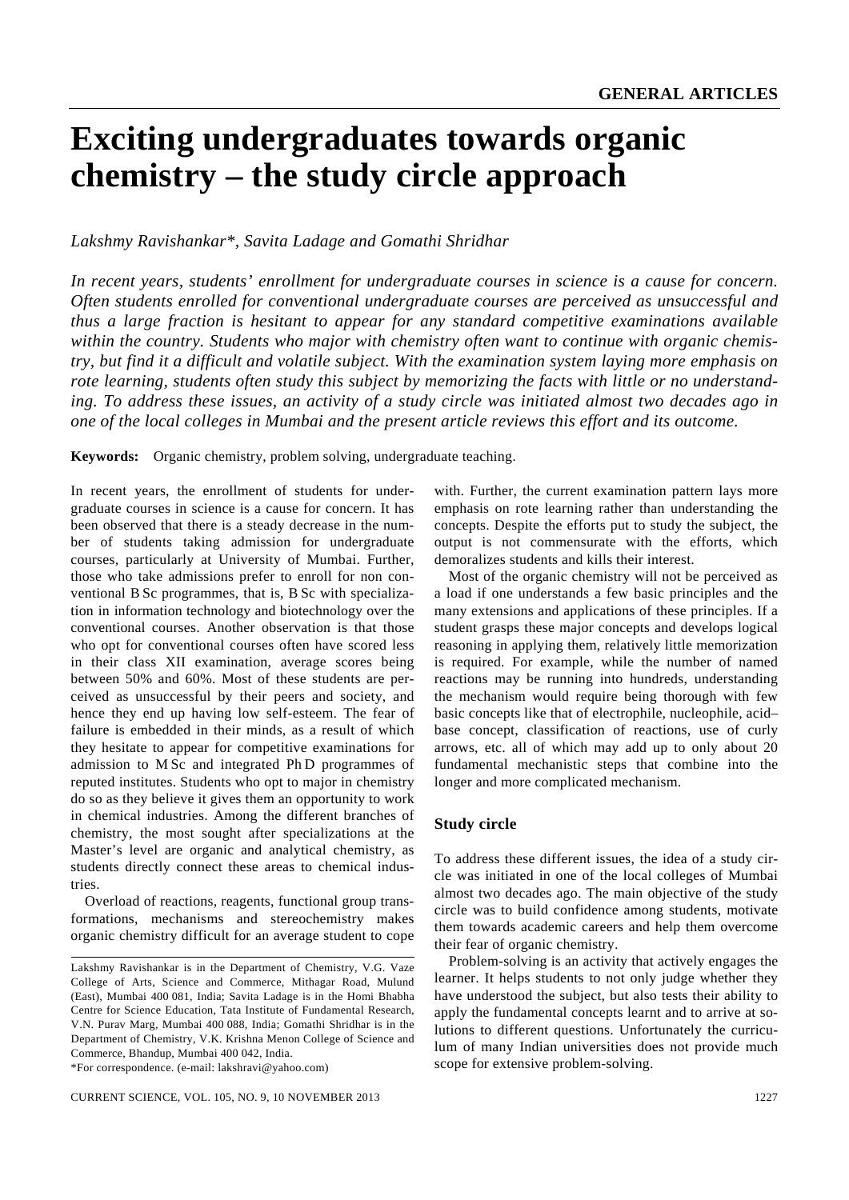# Exciting undergraduates towards organic chemistry – the study circle approach

*Lakshmy Ravishankar\*, Savita Ladage and Gomathi Shridhar*

*In recent years, students' enrollment for undergraduate courses in science is a cause for concern. Often students enrolled for conventional undergraduate courses are perceived as unsuccessful and thus a large fraction is hesitant to appear for any standard competitive examinations available within the country. Students who major with chemistry often want to continue with organic chemistry, but find it a difficult and volatile subject. With the examination system laying more emphasis on rote learning, students often study this subject by memorizing the facts with little or no understanding. To address these issues, an activity of a study circle was initiated almost two decades ago in one of the local colleges in Mumbai and the present article reviews this effort and its outcome.*

**Keywords:** Organic chemistry, problem solving, undergraduate teaching.

In recent years, the enrollment of students for undergraduate courses in science is a cause for concern. It has been observed that there is a steady decrease in the number of students taking admission for undergraduate courses, particularly at University of Mumbai. Further, those who take admissions prefer to enroll for non conventional B Sc programmes, that is, B Sc with specialization in information technology and biotechnology over the conventional courses. Another observation is that those who opt for conventional courses often have scored less in their class XII examination, average scores being between 50% and 60%. Most of these students are perceived as unsuccessful by their peers and society, and hence they end up having low self-esteem. The fear of failure is embedded in their minds, as a result of which they hesitate to appear for competitive examinations for admission to M Sc and integrated Ph D programmes of reputed institutes. Students who opt to major in chemistry do so as they believe it gives them an opportunity to work in chemical industries. Among the different branches of chemistry, the most sought after specializations at the Master's level are organic and analytical chemistry, as students directly connect these areas to chemical industries.

Overload of reactions, reagents, functional group transformations, mechanisms and stereochemistry makes organic chemistry difficult for an average student to cope with. Further, the current examination pattern lays more emphasis on rote learning rather than understanding the concepts. Despite the efforts put to study the subject, the output is not commensurate with the efforts, which demoralizes students and kills their interest.

Most of the organic chemistry will not be perceived as a load if one understands a few basic principles and the many extensions and applications of these principles. If a student grasps these major concepts and develops logical reasoning in applying them, relatively little memorization is required. For example, while the number of named reactions may be running into hundreds, understanding the mechanism would require being thorough with few basic concepts like that of electrophile, nucleophile, acid–base concept, classification of reactions, use of curly arrows, etc. all of which may add up to only about 20 fundamental mechanistic steps that combine into the longer and more complicated mechanism.

## Study circle

To address these different issues, the idea of a study circle was initiated in one of the local colleges of Mumbai almost two decades ago. The main objective of the study circle was to build confidence among students, motivate them towards academic careers and help them overcome their fear of organic chemistry.

Problem-solving is an activity that actively engages the learner. It helps students to not only judge whether they have understood the subject, but also tests their ability to apply the fundamental concepts learnt and to arrive at solutions to different questions. Unfortunately the curriculum of many Indian universities does not provide much scope for extensive problem-solving.

---

Lakshmy Ravishankar is in the Department of Chemistry, V.G. Vaze College of Arts, Science and Commerce, Mithagar Road, Mulund (East), Mumbai 400 081, India; Savita Ladage is in the Homi Bhabha Centre for Science Education, Tata Institute of Fundamental Research, V.N. Purav Marg, Mumbai 400 088, India; Gomathi Shridhar is in the Department of Chemistry, V.K. Krishna Menon College of Science and Commerce, Bhandup, Mumbai 400 042, India.

\*For correspondence. (e-mail: lakshravi@yahoo.com)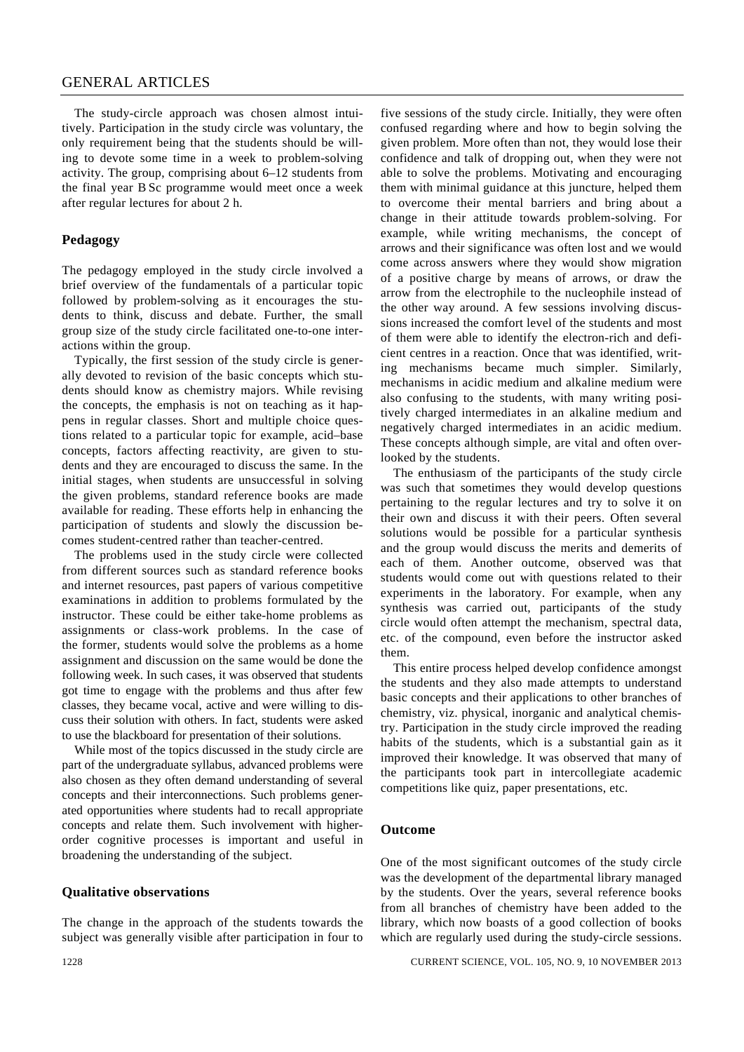The study-circle approach was chosen almost intuitively. Participation in the study circle was voluntary, the only requirement being that the students should be willing to devote some time in a week to problem-solving activity. The group, comprising about 6–12 students from the final year B Sc programme would meet once a week after regular lectures for about 2 h.

## Pedagogy

The pedagogy employed in the study circle involved a brief overview of the fundamentals of a particular topic followed by problem-solving as it encourages the students to think, discuss and debate. Further, the small group size of the study circle facilitated one-to-one interactions within the group.

Typically, the first session of the study circle is generally devoted to revision of the basic concepts which students should know as chemistry majors. While revising the concepts, the emphasis is not on teaching as it happens in regular classes. Short and multiple choice questions related to a particular topic for example, acid–base concepts, factors affecting reactivity, are given to students and they are encouraged to discuss the same. In the initial stages, when students are unsuccessful in solving the given problems, standard reference books are made available for reading. These efforts help in enhancing the participation of students and slowly the discussion becomes student-centred rather than teacher-centred.

The problems used in the study circle were collected from different sources such as standard reference books and internet resources, past papers of various competitive examinations in addition to problems formulated by the instructor. These could be either take-home problems as assignments or class-work problems. In the case of the former, students would solve the problems as a home assignment and discussion on the same would be done the following week. In such cases, it was observed that students got time to engage with the problems and thus after few classes, they became vocal, active and were willing to discuss their solution with others. In fact, students were asked to use the blackboard for presentation of their solutions.

While most of the topics discussed in the study circle are part of the undergraduate syllabus, advanced problems were also chosen as they often demand understanding of several concepts and their interconnections. Such problems generated opportunities where students had to recall appropriate concepts and relate them. Such involvement with higher-order cognitive processes is important and useful in broadening the understanding of the subject.

## Qualitative observations

The change in the approach of the students towards the subject was generally visible after participation in four to five sessions of the study circle. Initially, they were often confused regarding where and how to begin solving the given problem. More often than not, they would lose their confidence and talk of dropping out, when they were not able to solve the problems. Motivating and encouraging them with minimal guidance at this juncture, helped them to overcome their mental barriers and bring about a change in their attitude towards problem-solving. For example, while writing mechanisms, the concept of arrows and their significance was often lost and we would come across answers where they would show migration of a positive charge by means of arrows, or draw the arrow from the electrophile to the nucleophile instead of the other way around. A few sessions involving discussions increased the comfort level of the students and most of them were able to identify the electron-rich and deficient centres in a reaction. Once that was identified, writing mechanisms became much simpler. Similarly, mechanisms in acidic medium and alkaline medium were also confusing to the students, with many writing positively charged intermediates in an alkaline medium and negatively charged intermediates in an acidic medium. These concepts although simple, are vital and often overlooked by the students.

The enthusiasm of the participants of the study circle was such that sometimes they would develop questions pertaining to the regular lectures and try to solve it on their own and discuss it with their peers. Often several solutions would be possible for a particular synthesis and the group would discuss the merits and demerits of each of them. Another outcome, observed was that students would come out with questions related to their experiments in the laboratory. For example, when any synthesis was carried out, participants of the study circle would often attempt the mechanism, spectral data, etc. of the compound, even before the instructor asked them.

This entire process helped develop confidence amongst the students and they also made attempts to understand basic concepts and their applications to other branches of chemistry, viz. physical, inorganic and analytical chemistry. Participation in the study circle improved the reading habits of the students, which is a substantial gain as it improved their knowledge. It was observed that many of the participants took part in intercollegiate academic competitions like quiz, paper presentations, etc.

## Outcome

One of the most significant outcomes of the study circle was the development of the departmental library managed by the students. Over the years, several reference books from all branches of chemistry have been added to the library, which now boasts of a good collection of books which are regularly used during the study-circle sessions.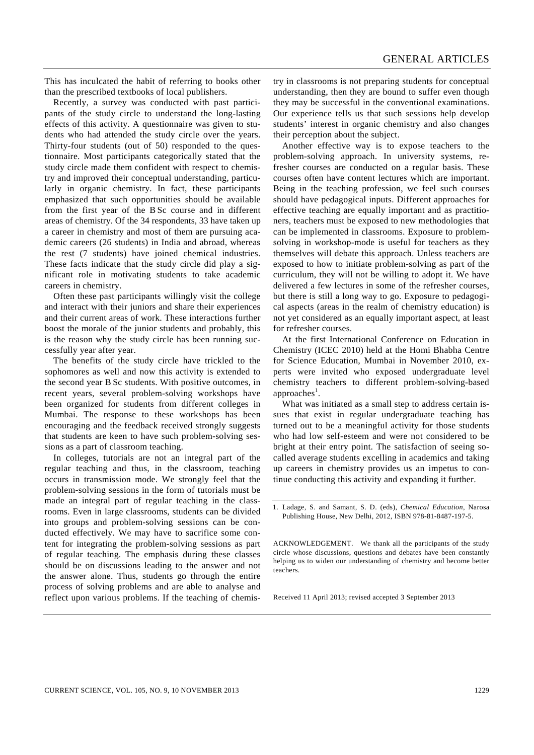This has inculcated the habit of referring to books other than the prescribed textbooks of local publishers.

Recently, a survey was conducted with past participants of the study circle to understand the long-lasting effects of this activity. A questionnaire was given to students who had attended the study circle over the years. Thirty-four students (out of 50) responded to the questionnaire. Most participants categorically stated that the study circle made them confident with respect to chemistry and improved their conceptual understanding, particularly in organic chemistry. In fact, these participants emphasized that such opportunities should be available from the first year of the B Sc course and in different areas of chemistry. Of the 34 respondents, 33 have taken up a career in chemistry and most of them are pursuing academic careers (26 students) in India and abroad, whereas the rest (7 students) have joined chemical industries. These facts indicate that the study circle did play a significant role in motivating students to take academic careers in chemistry.

Often these past participants willingly visit the college and interact with their juniors and share their experiences and their current areas of work. These interactions further boost the morale of the junior students and probably, this is the reason why the study circle has been running successfully year after year.

The benefits of the study circle have trickled to the sophomores as well and now this activity is extended to the second year B Sc students. With positive outcomes, in recent years, several problem-solving workshops have been organized for students from different colleges in Mumbai. The response to these workshops has been encouraging and the feedback received strongly suggests that students are keen to have such problem-solving sessions as a part of classroom teaching.

In colleges, tutorials are not an integral part of the regular teaching and thus, in the classroom, teaching occurs in transmission mode. We strongly feel that the problem-solving sessions in the form of tutorials must be made an integral part of regular teaching in the classrooms. Even in large classrooms, students can be divided into groups and problem-solving sessions can be conducted effectively. We may have to sacrifice some content for integrating the problem-solving sessions as part of regular teaching. The emphasis during these classes should be on discussions leading to the answer and not the answer alone. Thus, students go through the entire process of solving problems and are able to analyse and reflect upon various problems. If the teaching of chemistry in classrooms is not preparing students for conceptual understanding, then they are bound to suffer even though they may be successful in the conventional examinations. Our experience tells us that such sessions help develop students' interest in organic chemistry and also changes their perception about the subject.

Another effective way is to expose teachers to the problem-solving approach. In university systems, refresher courses are conducted on a regular basis. These courses often have content lectures which are important. Being in the teaching profession, we feel such courses should have pedagogical inputs. Different approaches for effective teaching are equally important and as practitioners, teachers must be exposed to new methodologies that can be implemented in classrooms. Exposure to problem-solving in workshop-mode is useful for teachers as they themselves will debate this approach. Unless teachers are exposed to how to initiate problem-solving as part of the curriculum, they will not be willing to adopt it. We have delivered a few lectures in some of the refresher courses, but there is still a long way to go. Exposure to pedagogical aspects (areas in the realm of chemistry education) is not yet considered as an equally important aspect, at least for refresher courses.

At the first International Conference on Education in Chemistry (ICEC 2010) held at the Homi Bhabha Centre for Science Education, Mumbai in November 2010, experts were invited who exposed undergraduate level chemistry teachers to different problem-solving-based approaches[1].

What was initiated as a small step to address certain issues that exist in regular undergraduate teaching has turned out to be a meaningful activity for those students who had low self-esteem and were not considered to be bright at their entry point. The satisfaction of seeing so-called average students excelling in academics and taking up careers in chemistry provides us an impetus to continue conducting this activity and expanding it further.

1. Ladage, S. and Samant, S. D. (eds), *Chemical Education*, Narosa Publishing House, New Delhi, 2012, ISBN 978-81-8487-197-5.

ACKNOWLEDGEMENT. We thank all the participants of the study circle whose discussions, questions and debates have been constantly helping us to widen our understanding of chemistry and become better teachers.

Received 11 April 2013; revised accepted 3 September 2013